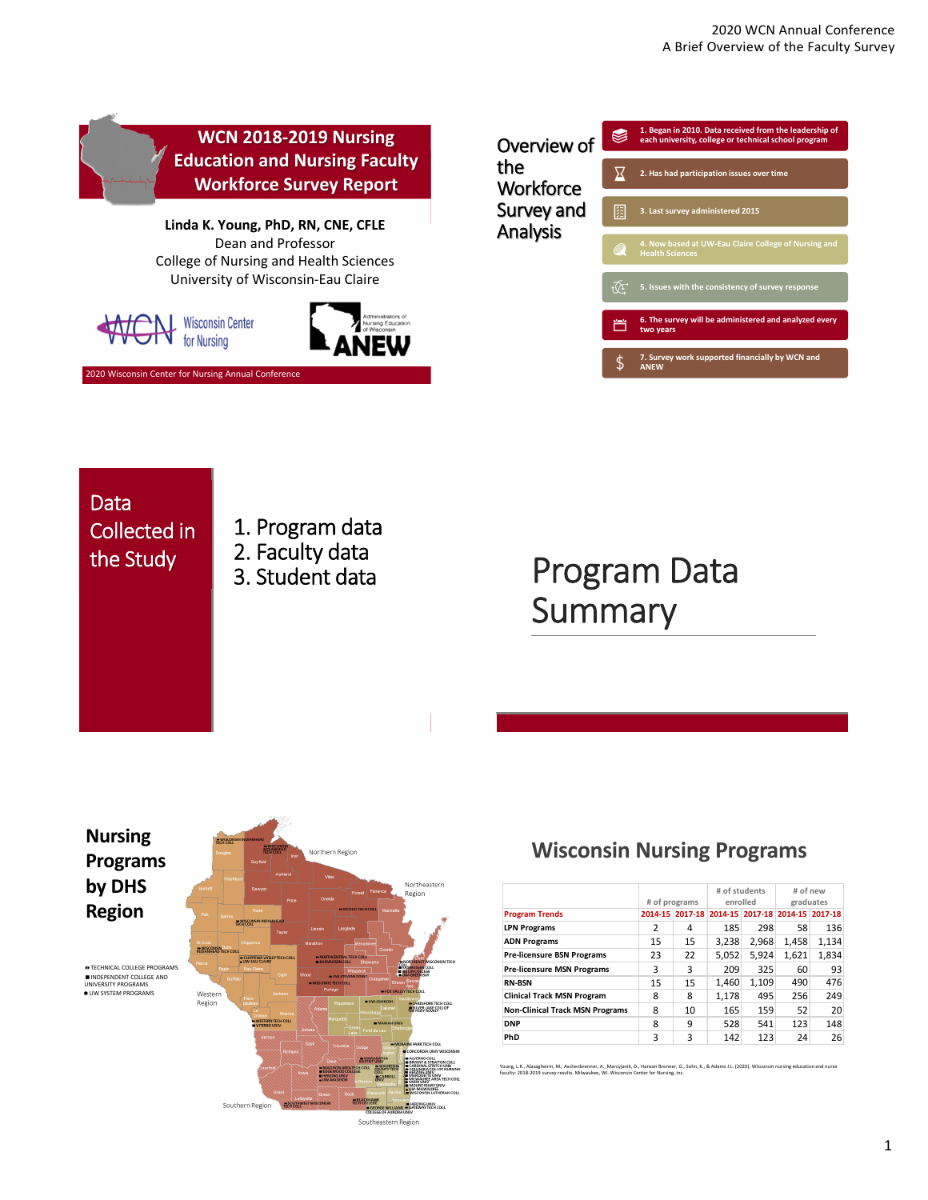## WCN 2018-2019 Nursing Education and Nursing Faculty Workforce Survey Report

**Linda K. Young, PhD, RN, CNE, CFLE**
Dean and Professor
College of Nursing and Health Sciences
University of Wisconsin-Eau Claire

Wisconsin Center for Nursing

Administrators of Nursing Education of Wisconsin ANEW

2020 Wisconsin Center for Nursing Annual Conference

## Overview of the Workforce Survey and Analysis

1. Began in 2010. Data received from the leadership of each university, college or technical school program
2. Has had participation issues over time
3. Last survey administered 2015
4. Now based at UW-Eau Claire College of Nursing and Health Sciences
5. Issues with the consistency of survey response
6. The survey will be administered and analyzed every two years
7. Survey work supported financially by WCN and ANEW

## Data Collected in the Study

1. Program data
2. Faculty data
3. Student data

## Program Data Summary

## Nursing Programs by DHS Region

- TECHNICAL COLLEGE PROGRAMS
- INDEPENDENT COLLEGE AND UNIVERSITY PROGRAMS
- UW SYSTEM PROGRAMS

Northern Region, Northeastern Region, Western Region, Southern Region, Southeastern Region

## Wisconsin Nursing Programs

| | # of programs | | # of students enrolled | | # of new graduates | |
|---|---|---|---|---|---|---|
| **Program Trends** | **2014-15** | **2017-18** | **2014-15** | **2017-18** | **2014-15** | **2017-18** |
| **LPN Programs** | 2 | 4 | 185 | 298 | 58 | 136 |
| **ADN Programs** | 15 | 15 | 3,238 | 2,968 | 1,458 | 1,134 |
| **Pre-licensure BSN Programs** | 23 | 22 | 5,052 | 5,924 | 1,621 | 1,834 |
| **Pre-licensure MSN Programs** | 3 | 3 | 209 | 325 | 60 | 93 |
| **RN-BSN** | 15 | 15 | 1,460 | 1,109 | 490 | 476 |
| **Clinical Track MSN Program** | 8 | 8 | 1,178 | 495 | 256 | 249 |
| **Non-Clinical Track MSN Programs** | 8 | 10 | 165 | 159 | 52 | 20 |
| **DNP** | 8 | 9 | 528 | 541 | 123 | 148 |
| **PhD** | 3 | 3 | 142 | 123 | 24 | 26 |

Young, L.K., Alasagheirin, M., Aschenbrenner, A., Marcyjanik, D., Hanson Brenner, G., Sohn, K., & Adams J.L. (2020). Wisconsin nursing education and nurse faculty: 2018-2019 survey results. Milwaukee, WI. Wisconsin Center for Nursing, Inc.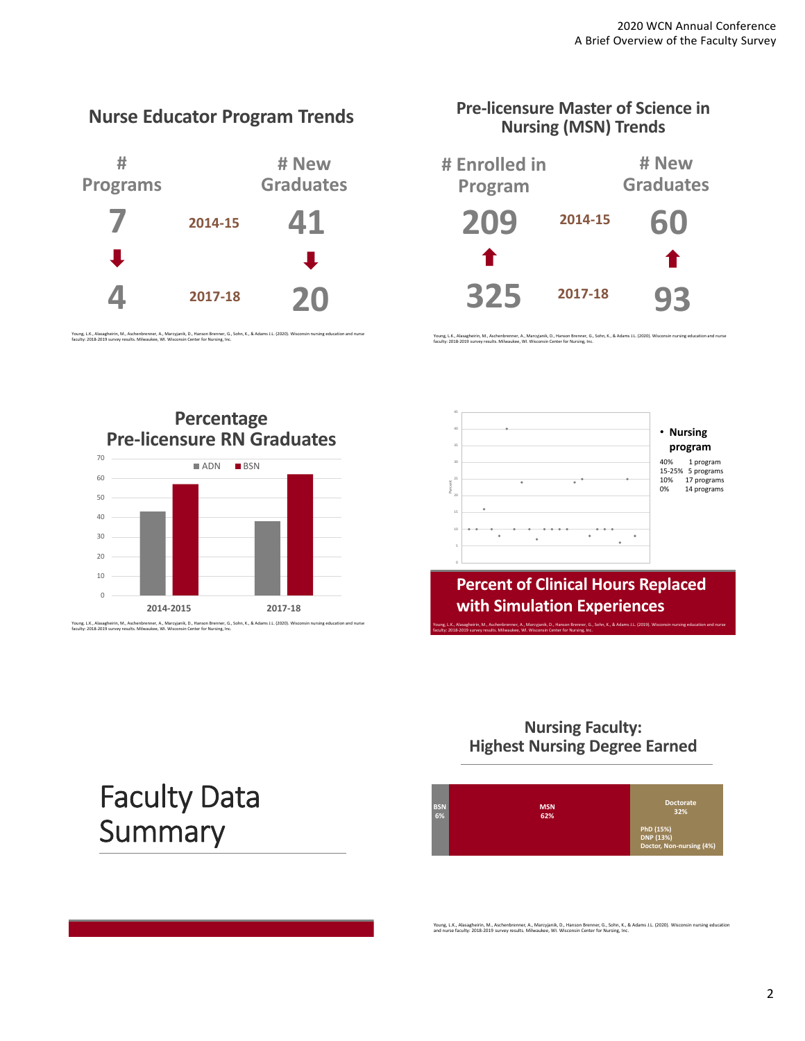## Nurse Educator Program Trends

| # Programs | | # New Graduates |
|---|---|---|
| 7 | 2014-15 | 41 |
| ⬇ | | ⬇ |
| 4 | 2017-18 | 20 |

Young, L.K., Alasagheirin, M., Aschenbrenner, A., Marcyjanik, D., Hanson Brenner, G., Sohn, K., & Adams J.L. (2020). Wisconsin nursing education and nurse faculty: 2018-2019 survey results. Milwaukee, WI. Wisconsin Center for Nursing, Inc.

## Pre-licensure Master of Science in Nursing (MSN) Trends

| # Enrolled in Program | | # New Graduates |
|---|---|---|
| 209 | 2014-15 | 60 |
| ⬆ | | ⬆ |
| 325 | 2017-18 | 93 |

Young, L.K., Alasagheirin, M., Aschenbrenner, A., Marcyjanik, D., Hanson Brenner, G., Sohn, K., & Adams J.L. (2020). Wisconsin nursing education and nurse faculty: 2018-2019 survey results. Milwaukee, WI. Wisconsin Center for Nursing, Inc.

## Percentage Pre-licensure RN Graduates

| | ADN | BSN |
|---|---|---|
| 2014-2015 | 43 | 57 |
| 2017-18 | 38 | 62 |

Young, L.K., Alasagheirin, M., Aschenbrenner, A., Marcyjanik, D., Hanson Brenner, G., Sohn, K., & Adams J.L. (2020). Wisconsin nursing education and nurse faculty: 2018-2019 survey results. Milwaukee, WI. Wisconsin Center for Nursing, Inc.

## Percent of Clinical Hours Replaced with Simulation Experiences

- **Nursing program**

| Percent | Programs |
|---|---|
| 40% | 1 program |
| 15-25% | 5 programs |
| 10% | 17 programs |
| 0% | 14 programs |

Young, L.K., Alasagheirin, M., Aschenbrenner, A., Marcyjanik, D., Hanson Brenner, G., Sohn, K., & Adams J.L. (2019). Wisconsin nursing education and nurse faculty: 2018-2019 survey results. Milwaukee, WI. Wisconsin Center for Nursing, Inc.

# Faculty Data Summary

## Nursing Faculty: Highest Nursing Degree Earned

- BSN 6%
- MSN 62%
- Doctorate 32%
  - PhD (15%)
  - DNP (13%)
  - Doctor, Non-nursing (4%)

Young, L.K., Alasagheirin, M., Aschenbrenner, A., Marcyjanik, D., Hanson Brenner, G., Sohn, K., & Adams J.L. (2020). Wisconsin nursing education and nurse faculty: 2018-2019 survey results. Milwaukee, WI. Wisconsin Center for Nursing, Inc.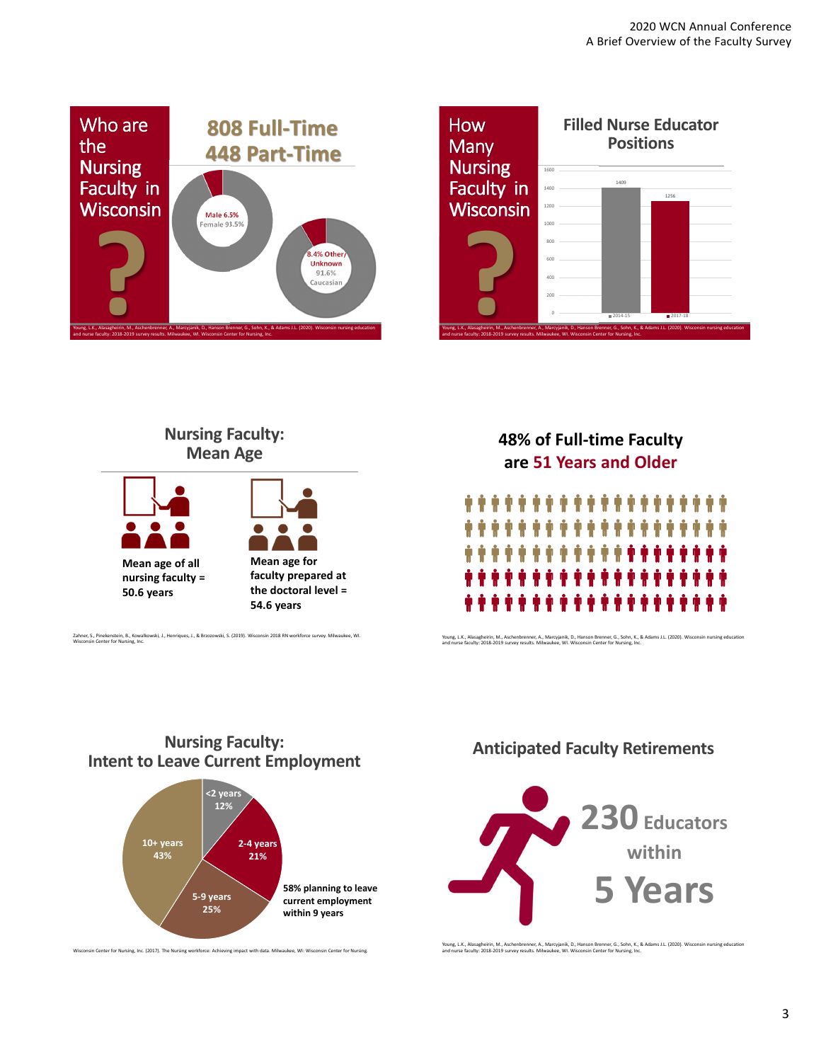## Who are the Nursing Faculty in Wisconsin ?

**808 Full-Time**
**448 Part-Time**

Male 6.5%
Female 93.5%

8.4% Other/Unknown
91.6% Caucasian

Young, L.K., Alasagheirin, M., Aschenbrenner, A., Marcyjanik, D., Hanson Brenner, G., Sohn, K., & Adams J.L. (2020). Wisconsin nursing education and nurse faculty: 2018-2019 survey results. Milwaukee, WI. Wisconsin Center for Nursing, Inc.

## How Many Nursing Faculty in Wisconsin ?

**Filled Nurse Educator Positions**

| Year | Filled Positions |
| --- | --- |
| 2014-15 | 1409 |
| 2017-18 | 1256 |

Young, L.K., Alasagheirin, M., Aschenbrenner, A., Marcyjanik, D., Hanson Brenner, G., Sohn, K., & Adams J.L. (2020). Wisconsin nursing education and nurse faculty: 2018-2019 survey results. Milwaukee, WI. Wisconsin Center for Nursing, Inc.

## Nursing Faculty: Mean Age

**Mean age of all nursing faculty = 50.6 years**

**Mean age for faculty prepared at the doctoral level = 54.6 years**

Zahner, S., Pinekenstein, B., Kowalkowski, J., Henriques, J., & Brzozowski, S. (2019). Wisconsin 2018 RN workforce survey. Milwaukee, WI. Wisconsin Center for Nursing, Inc.

## 48% of Full-time Faculty are 51 Years and Older

Young, L.K., Alasagheirin, M., Aschenbrenner, A., Marcyjanik, D., Hanson Brenner, G., Sohn, K., & Adams J.L. (2020). Wisconsin nursing education and nurse faculty: 2018-2019 survey results. Milwaukee, WI. Wisconsin Center for Nursing, Inc.

## Nursing Faculty: Intent to Leave Current Employment

| Timeframe | Percent |
| --- | --- |
| <2 years | 12% |
| 2-4 years | 21% |
| 5-9 years | 25% |
| 10+ years | 43% |

**58% planning to leave current employment within 9 years**

Wisconsin Center for Nursing, Inc (2017). The Nursing workforce: Achieving impact with data. Milwaukee, WI: Wisconsin Center for Nursing.

## Anticipated Faculty Retirements

**230 Educators within 5 Years**

Young, L.K., Alasagheirin, M., Aschenbrenner, A., Marcyjanik, D., Hanson Brenner, G., Sohn, K., & Adams J.L. (2020). Wisconsin nursing education and nurse faculty: 2018-2019 survey results. Milwaukee, WI. Wisconsin Center for Nursing, Inc.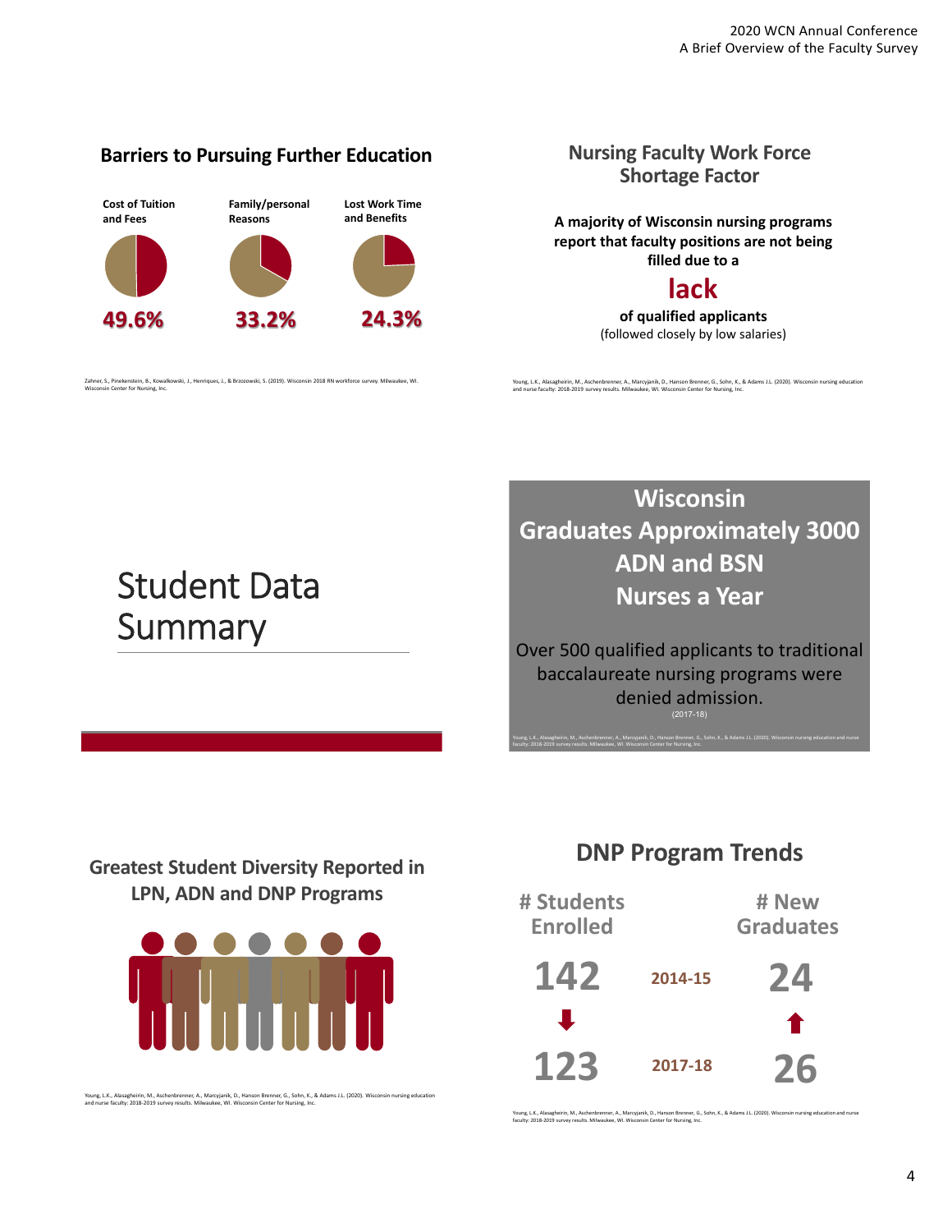## Barriers to Pursuing Further Education

| Cost of Tuition and Fees | Family/personal Reasons | Lost Work Time and Benefits |
| --- | --- | --- |
| 49.6% | 33.2% | 24.3% |

Zahner, S., Pinekenstein, B., Kowalkowski, J., Henriques, J., & Brzozowski, S. (2019). Wisconsin 2018 RN workforce survey. Milwaukee, WI. Wisconsin Center for Nursing, Inc.

## Nursing Faculty Work Force Shortage Factor

**A majority of Wisconsin nursing programs report that faculty positions are not being filled due to a**

**lack**

**of qualified applicants**

(followed closely by low salaries)

Young, L.K., Alasagheirin, M., Aschenbrenner, A., Marcyjanik, D., Hanson Brenner, G., Sohn, K., & Adams J.L. (2020). Wisconsin nursing education and nurse faculty: 2018-2019 survey results. Milwaukee, WI. Wisconsin Center for Nursing, Inc.

# Student Data Summary

## Wisconsin Graduates Approximately 3000 ADN and BSN Nurses a Year

Over 500 qualified applicants to traditional baccalaureate nursing programs were denied admission.

(2017-18)

Young, L.K., Alasagheirin, M., Aschenbrenner, A., Marcyjanik, D., Hanson Brenner, G., Sohn, K., & Adams J.L. (2020). Wisconsin nursing education and nurse faculty: 2018-2019 survey results. Milwaukee, WI. Wisconsin Center for Nursing, Inc.

## Greatest Student Diversity Reported in LPN, ADN and DNP Programs

Young, L.K., Alasagheirin, M., Aschenbrenner, A., Marcyjanik, D., Hanson Brenner, G., Sohn, K., & Adams J.L. (2020). Wisconsin nursing education and nurse faculty: 2018-2019 survey results. Milwaukee, WI. Wisconsin Center for Nursing, Inc.

## DNP Program Trends

| # Students Enrolled | | # New Graduates |
| --- | --- | --- |
| 142 | 2014-15 | 24 |
| ↓ | | ↑ |
| 123 | 2017-18 | 26 |

Young, L.K., Alasagheirin, M., Aschenbrenner, A., Marcyjanik, D., Hanson Brenner, G., Sohn, K., & Adams J.L. (2020). Wisconsin nursing education and nurse faculty: 2018-2019 survey results. Milwaukee, WI. Wisconsin Center for Nursing, Inc.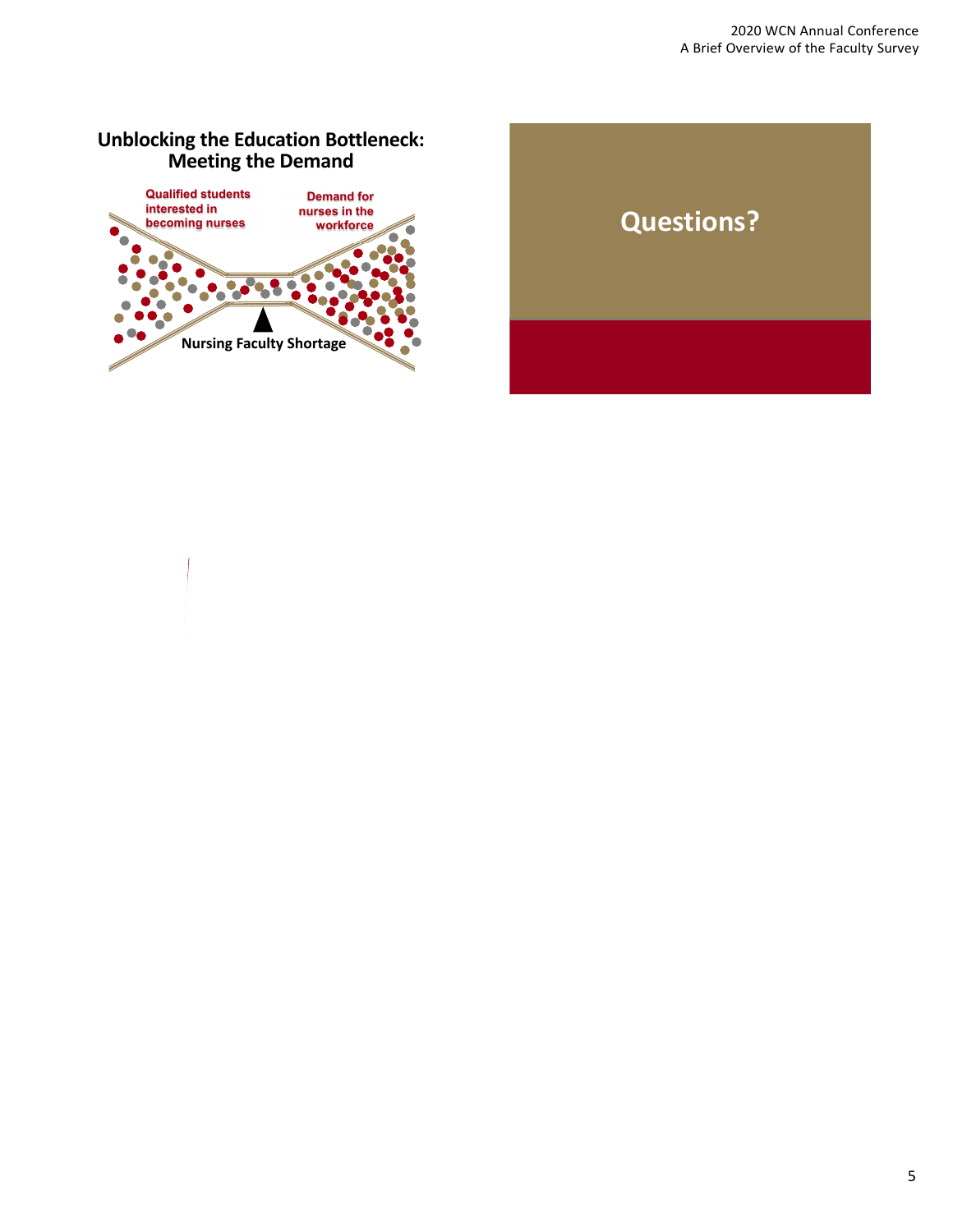## Unblocking the Education Bottleneck: Meeting the Demand

Qualified students interested in becoming nurses

Demand for nurses in the workforce

Nursing Faculty Shortage

## Questions?